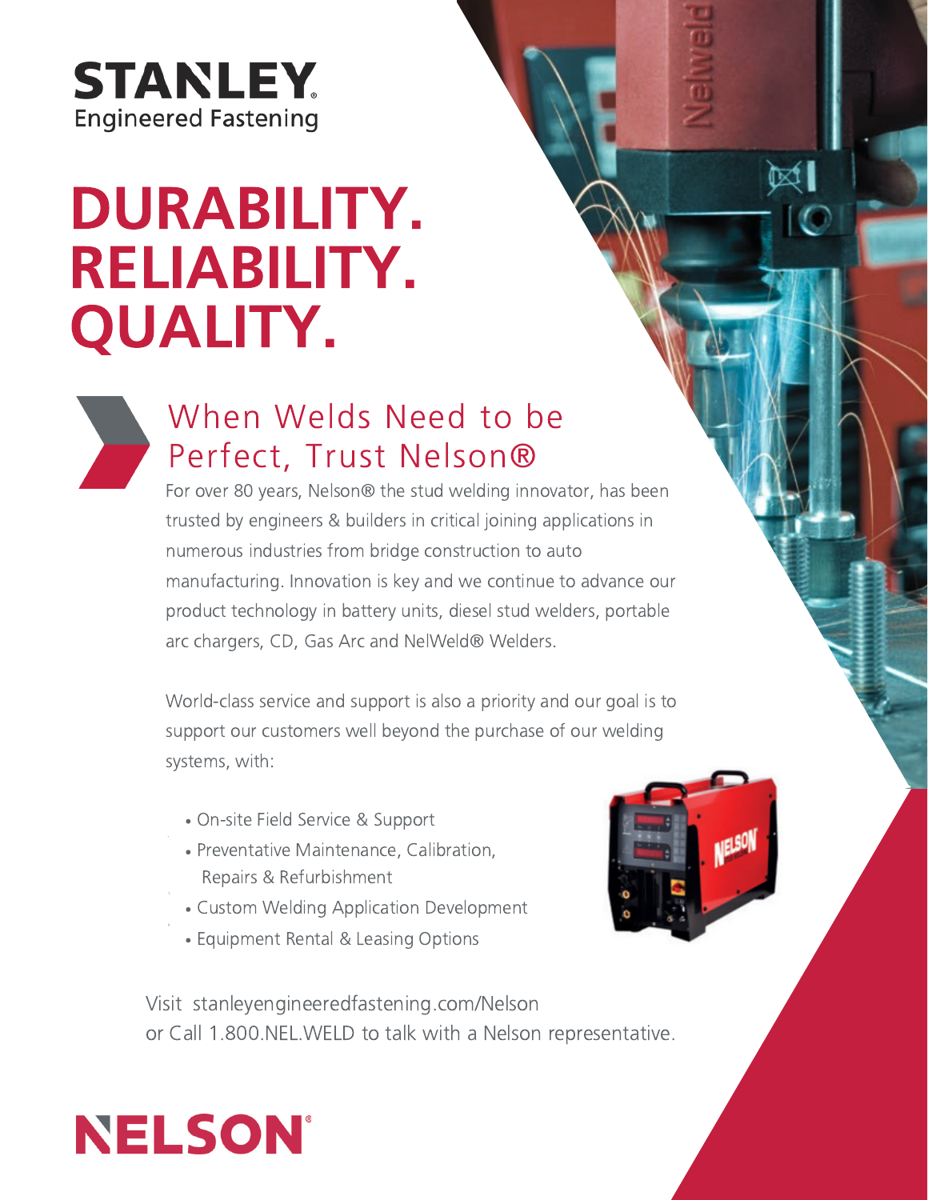STANLEY
Engineered Fastening

# DURABILITY. RELIABILITY. QUALITY.

## When Welds Need to be Perfect, Trust Nelson®

For over 80 years, Nelson® the stud welding innovator, has been trusted by engineers & builders in critical joining applications in numerous industries from bridge construction to auto manufacturing. Innovation is key and we continue to advance our product technology in battery units, diesel stud welders, portable arc chargers, CD, Gas Arc and NelWeld® Welders.

World-class service and support is also a priority and our goal is to support our customers well beyond the purchase of our welding systems, with:

- On-site Field Service & Support
- Preventative Maintenance, Calibration, Repairs & Refurbishment
- Custom Welding Application Development
- Equipment Rental & Leasing Options

Visit stanleyengineeredfastening.com/Nelson
or Call 1.800.NEL.WELD to talk with a Nelson representative.

NELSON®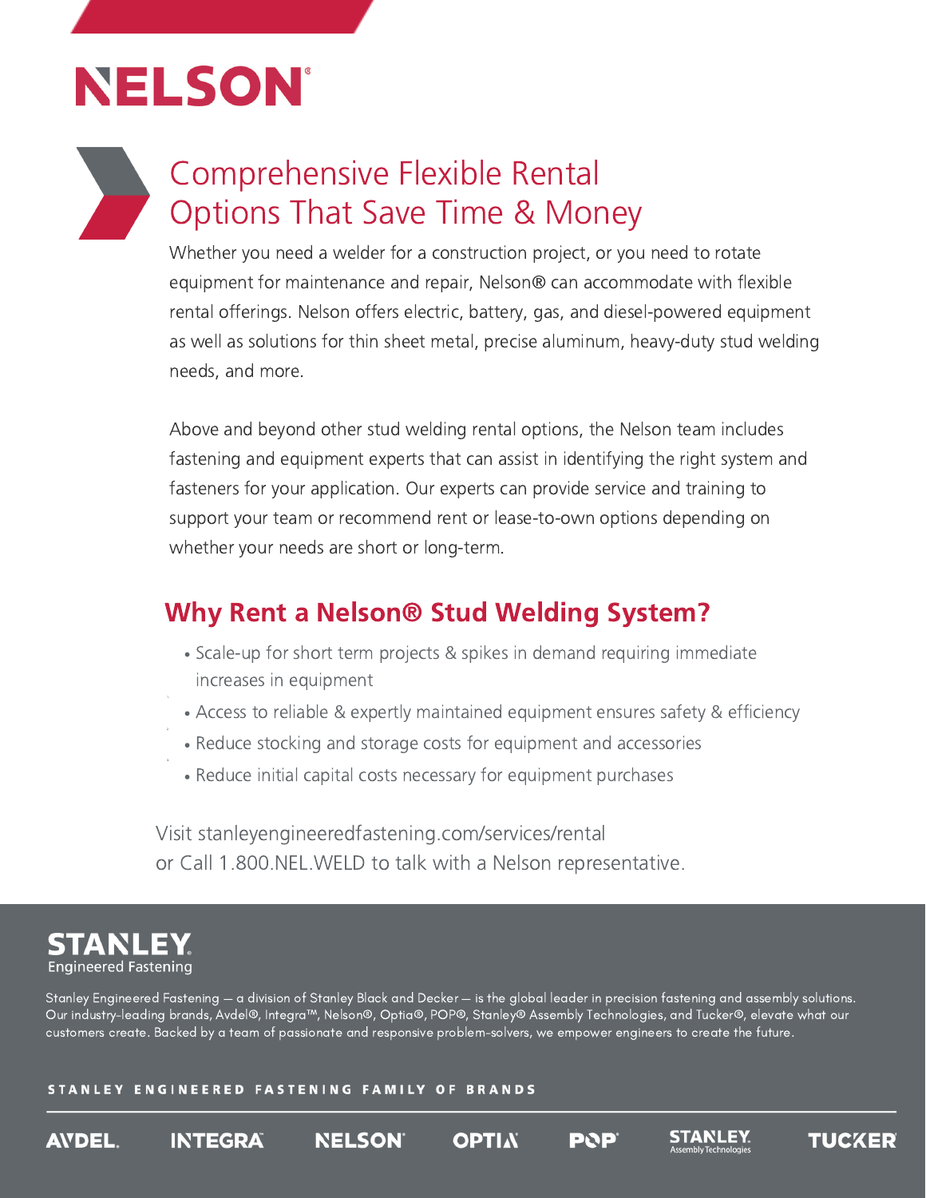# NELSON®

## Comprehensive Flexible Rental Options That Save Time & Money

Whether you need a welder for a construction project, or you need to rotate equipment for maintenance and repair, Nelson® can accommodate with flexible rental offerings. Nelson offers electric, battery, gas, and diesel-powered equipment as well as solutions for thin sheet metal, precise aluminum, heavy-duty stud welding needs, and more.

Above and beyond other stud welding rental options, the Nelson team includes fastening and equipment experts that can assist in identifying the right system and fasteners for your application. Our experts can provide service and training to support your team or recommend rent or lease-to-own options depending on whether your needs are short or long-term.

## Why Rent a Nelson® Stud Welding System?

- Scale-up for short term projects & spikes in demand requiring immediate increases in equipment
- Access to reliable & expertly maintained equipment ensures safety & efficiency
- Reduce stocking and storage costs for equipment and accessories
- Reduce initial capital costs necessary for equipment purchases

Visit stanleyengineeredfastening.com/services/rental
or Call 1.800.NEL.WELD to talk with a Nelson representative.

**STANLEY**
Engineered Fastening

Stanley Engineered Fastening — a division of Stanley Black and Decker — is the global leader in precision fastening and assembly solutions. Our industry-leading brands, Avdel®, Integra™, Nelson®, Optia®, POP®, Stanley® Assembly Technologies, and Tucker®, elevate what our customers create. Backed by a team of passionate and responsive problem-solvers, we empower engineers to create the future.

STANLEY ENGINEERED FASTENING FAMILY OF BRANDS

AVDEL. INTEGRA NELSON OPTIA POP STANLEY Assembly Technologies TUCKER